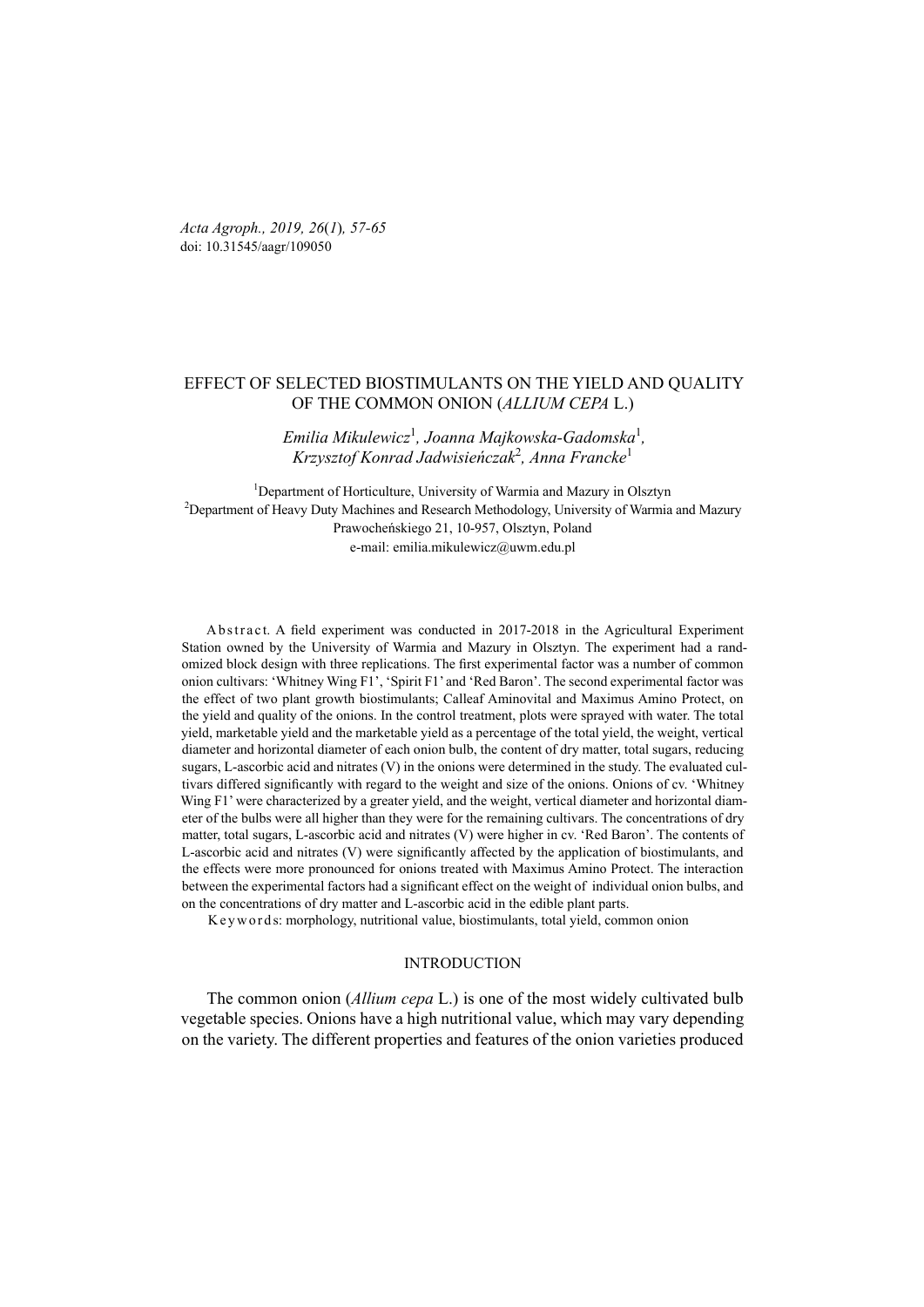Acta Agroph., 2019, 26(1), 57-65
doi: 10.31545/aagr/109050

# EFFECT OF SELECTED BIOSTIMULANTS ON THE YIELD AND QUALITY OF THE COMMON ONION (*ALLIUM CEPA* L.)

*Emilia Mikulewicz*[1], *Joanna Majkowska-Gadomska*[1], *Krzysztof Konrad Jadwisieńczak*[2], *Anna Francke*[1]

[1]Department of Horticulture, University of Warmia and Mazury in Olsztyn
[2]Department of Heavy Duty Machines and Research Methodology, University of Warmia and Mazury
Prawocheńskiego 21, 10-957, Olsztyn, Poland
e-mail: emilia.mikulewicz@uwm.edu.pl

A b s t r a c t. A field experiment was conducted in 2017-2018 in the Agricultural Experiment Station owned by the University of Warmia and Mazury in Olsztyn. The experiment had a randomized block design with three replications. The first experimental factor was a number of common onion cultivars: 'Whitney Wing F1', 'Spirit F1' and 'Red Baron'. The second experimental factor was the effect of two plant growth biostimulants; Calleaf Aminovital and Maximus Amino Protect, on the yield and quality of the onions. In the control treatment, plots were sprayed with water. The total yield, marketable yield and the marketable yield as a percentage of the total yield, the weight, vertical diameter and horizontal diameter of each onion bulb, the content of dry matter, total sugars, reducing sugars, L-ascorbic acid and nitrates (V) in the onions were determined in the study. The evaluated cultivars differed significantly with regard to the weight and size of the onions. Onions of cv. 'Whitney Wing F1' were characterized by a greater yield, and the weight, vertical diameter and horizontal diameter of the bulbs were all higher than they were for the remaining cultivars. The concentrations of dry matter, total sugars, L-ascorbic acid and nitrates (V) were higher in cv. 'Red Baron'. The contents of L-ascorbic acid and nitrates (V) were significantly affected by the application of biostimulants, and the effects were more pronounced for onions treated with Maximus Amino Protect. The interaction between the experimental factors had a significant effect on the weight of individual onion bulbs, and on the concentrations of dry matter and L-ascorbic acid in the edible plant parts.

K e y w o r d s: morphology, nutritional value, biostimulants, total yield, common onion

## INTRODUCTION

The common onion (*Allium cepa* L.) is one of the most widely cultivated bulb vegetable species. Onions have a high nutritional value, which may vary depending on the variety. The different properties and features of the onion varieties produced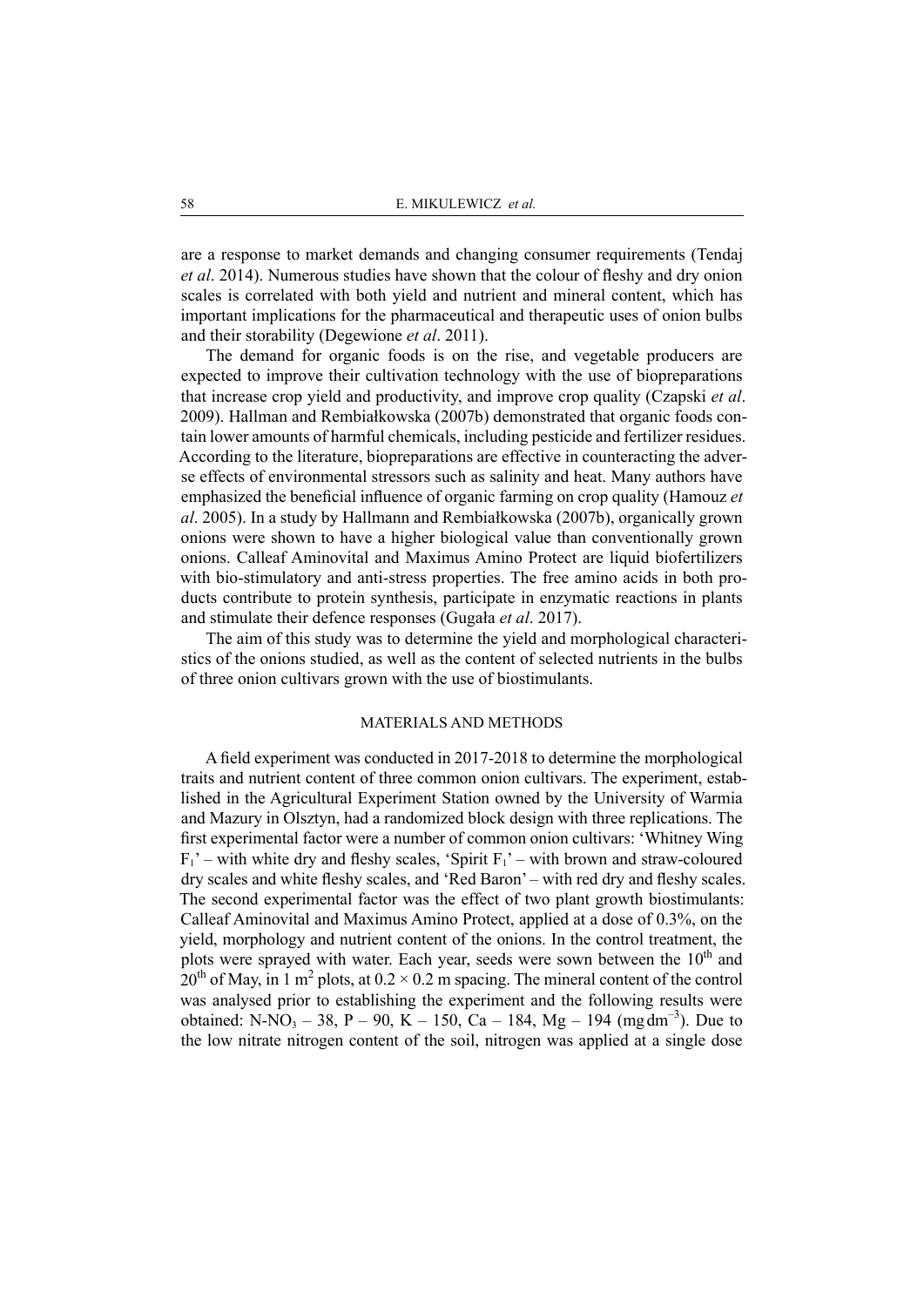are a response to market demands and changing consumer requirements (Tendaj *et al*. 2014). Numerous studies have shown that the colour of fleshy and dry onion scales is correlated with both yield and nutrient and mineral content, which has important implications for the pharmaceutical and therapeutic uses of onion bulbs and their storability (Degewione *et al*. 2011).

The demand for organic foods is on the rise, and vegetable producers are expected to improve their cultivation technology with the use of biopreparations that increase crop yield and productivity, and improve crop quality (Czapski *et al*. 2009). Hallman and Rembiałkowska (2007b) demonstrated that organic foods contain lower amounts of harmful chemicals, including pesticide and fertilizer residues. According to the literature, biopreparations are effective in counteracting the adverse effects of environmental stressors such as salinity and heat. Many authors have emphasized the beneficial influence of organic farming on crop quality (Hamouz *et al*. 2005). In a study by Hallmann and Rembiałkowska (2007b), organically grown onions were shown to have a higher biological value than conventionally grown onions. Calleaf Aminovital and Maximus Amino Protect are liquid biofertilizers with bio-stimulatory and anti-stress properties. The free amino acids in both products contribute to protein synthesis, participate in enzymatic reactions in plants and stimulate their defence responses (Gugała *et al*. 2017).

The aim of this study was to determine the yield and morphological characteristics of the onions studied, as well as the content of selected nutrients in the bulbs of three onion cultivars grown with the use of biostimulants.

## MATERIALS AND METHODS

A field experiment was conducted in 2017-2018 to determine the morphological traits and nutrient content of three common onion cultivars. The experiment, established in the Agricultural Experiment Station owned by the University of Warmia and Mazury in Olsztyn, had a randomized block design with three replications. The first experimental factor were a number of common onion cultivars: 'Whitney Wing $F_1$' – with white dry and fleshy scales, 'Spirit $F_1$' – with brown and straw-coloured dry scales and white fleshy scales, and 'Red Baron' – with red dry and fleshy scales. The second experimental factor was the effect of two plant growth biostimulants: Calleaf Aminovital and Maximus Amino Protect, applied at a dose of 0.3%, on the yield, morphology and nutrient content of the onions. In the control treatment, the plots were sprayed with water. Each year, seeds were sown between the $10^{th}$ and $20^{th}$ of May, in 1 $m^2$ plots, at $0.2 \times 0.2$ m spacing. The mineral content of the control was analysed prior to establishing the experiment and the following results were obtained: $N\text{-}NO_3$ – 38, P – 90, K – 150, Ca – 184, Mg – 194 ($mg\,dm^{-3}$). Due to the low nitrate nitrogen content of the soil, nitrogen was applied at a single dose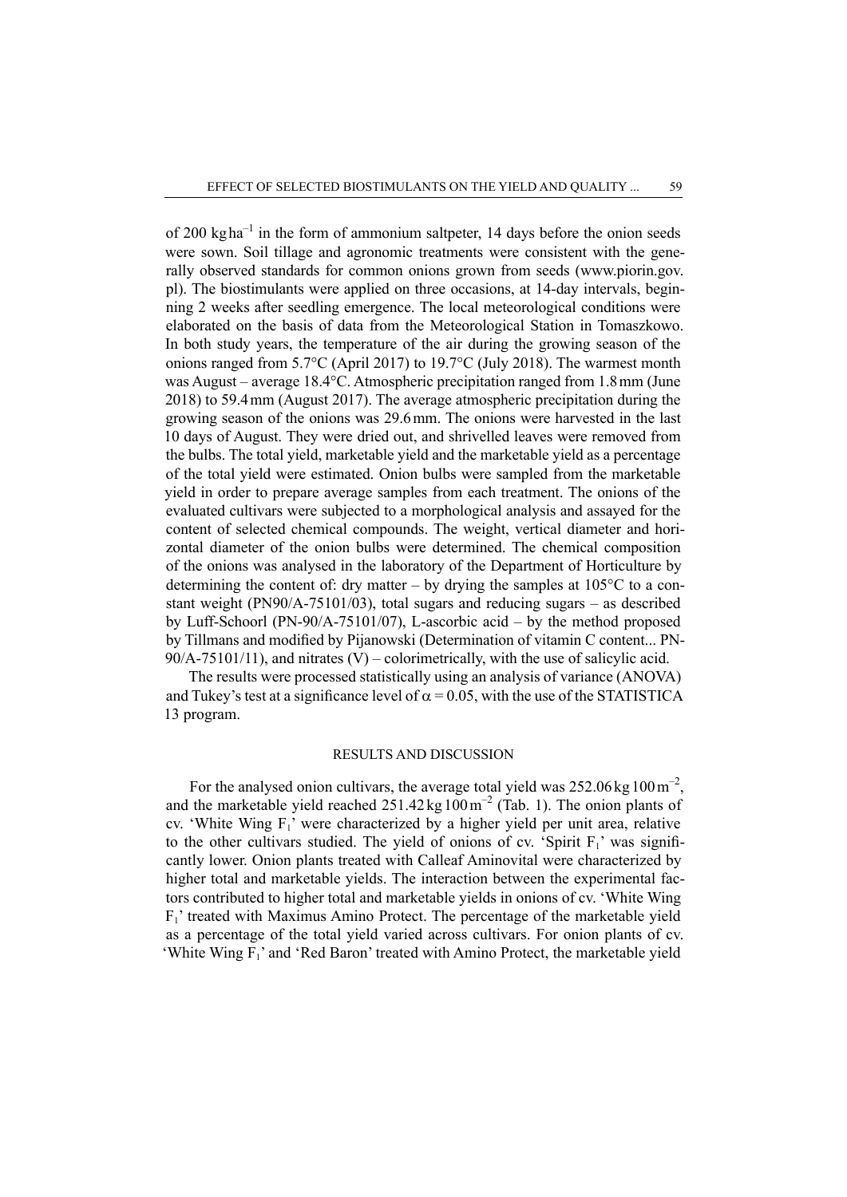of 200 kg $ha^{-1}$ in the form of ammonium saltpeter, 14 days before the onion seeds were sown. Soil tillage and agronomic treatments were consistent with the generally observed standards for common onions grown from seeds (www.piorin.gov.pl). The biostimulants were applied on three occasions, at 14-day intervals, beginning 2 weeks after seedling emergence. The local meteorological conditions were elaborated on the basis of data from the Meteorological Station in Tomaszkowo. In both study years, the temperature of the air during the growing season of the onions ranged from 5.7°C (April 2017) to 19.7°C (July 2018). The warmest month was August – average 18.4°C. Atmospheric precipitation ranged from 1.8 mm (June 2018) to 59.4 mm (August 2017). The average atmospheric precipitation during the growing season of the onions was 29.6 mm. The onions were harvested in the last 10 days of August. They were dried out, and shrivelled leaves were removed from the bulbs. The total yield, marketable yield and the marketable yield as a percentage of the total yield were estimated. Onion bulbs were sampled from the marketable yield in order to prepare average samples from each treatment. The onions of the evaluated cultivars were subjected to a morphological analysis and assayed for the content of selected chemical compounds. The weight, vertical diameter and horizontal diameter of the onion bulbs were determined. The chemical composition of the onions was analysed in the laboratory of the Department of Horticulture by determining the content of: dry matter – by drying the samples at 105°C to a constant weight (PN90/A-75101/03), total sugars and reducing sugars – as described by Luff-Schoorl (PN-90/A-75101/07), L-ascorbic acid – by the method proposed by Tillmans and modified by Pijanowski (Determination of vitamin C content... PN-90/A-75101/11), and nitrates (V) – colorimetrically, with the use of salicylic acid.

The results were processed statistically using an analysis of variance (ANOVA) and Tukey's test at a significance level of $\alpha = 0.05$, with the use of the STATISTICA 13 program.

## RESULTS AND DISCUSSION

For the analysed onion cultivars, the average total yield was 252.06 kg 100 $m^{-2}$, and the marketable yield reached 251.42 kg 100 $m^{-2}$ (Tab. 1). The onion plants of cv. 'White Wing $F_1$' were characterized by a higher yield per unit area, relative to the other cultivars studied. The yield of onions of cv. 'Spirit $F_1$' was significantly lower. Onion plants treated with Calleaf Aminovital were characterized by higher total and marketable yields. The interaction between the experimental factors contributed to higher total and marketable yields in onions of cv. 'White Wing $F_1$' treated with Maximus Amino Protect. The percentage of the marketable yield as a percentage of the total yield varied across cultivars. For onion plants of cv. 'White Wing $F_1$' and 'Red Baron' treated with Amino Protect, the marketable yield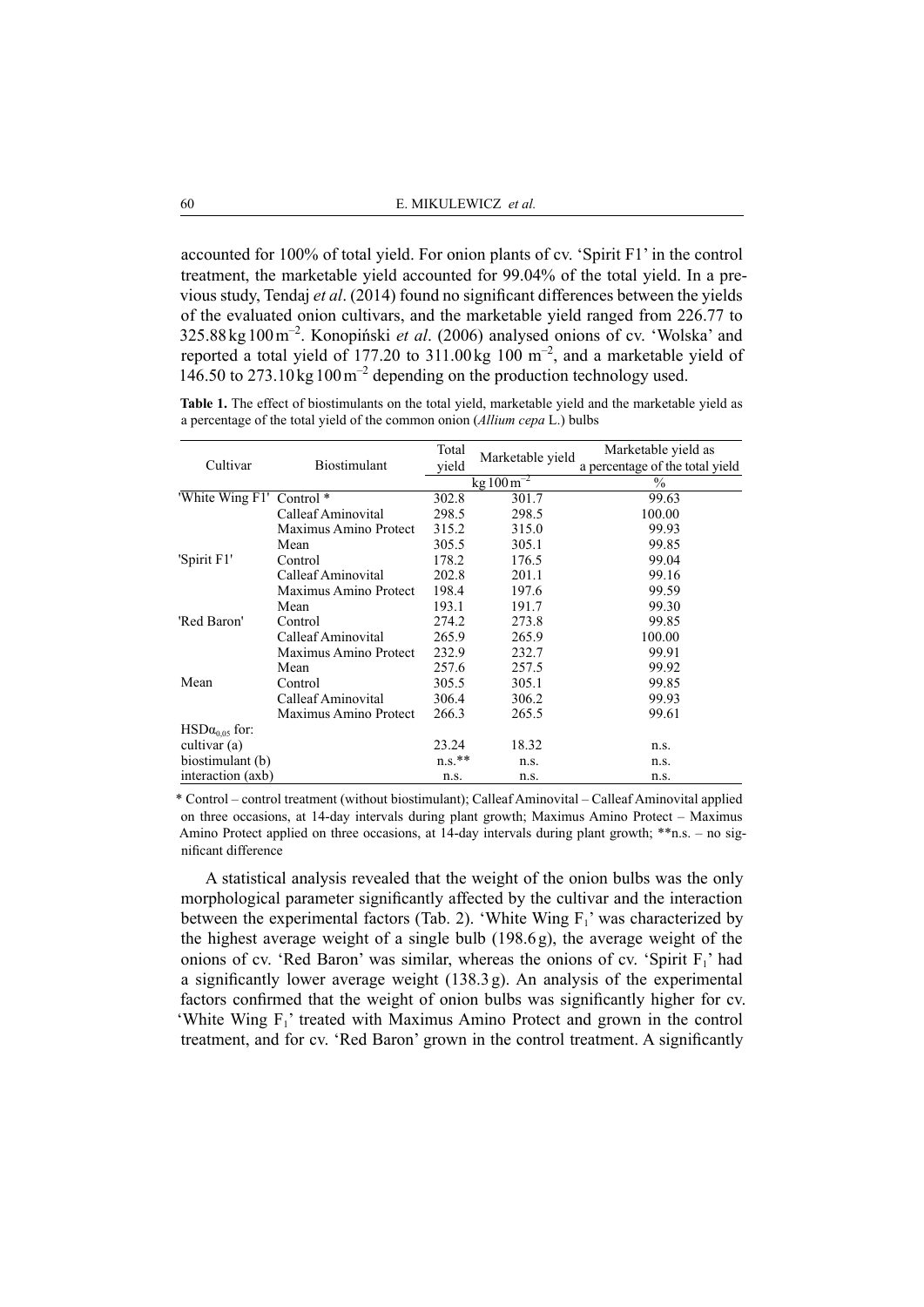accounted for 100% of total yield. For onion plants of cv. 'Spirit F1' in the control treatment, the marketable yield accounted for 99.04% of the total yield. In a previous study, Tendaj *et al*. (2014) found no significant differences between the yields of the evaluated onion cultivars, and the marketable yield ranged from 226.77 to 325.88 kg 100 m$^{-2}$. Konopiński *et al*. (2006) analysed onions of cv. 'Wolska' and reported a total yield of 177.20 to 311.00 kg 100 m$^{-2}$, and a marketable yield of 146.50 to 273.10 kg 100 m$^{-2}$ depending on the production technology used.

**Table 1.** The effect of biostimulants on the total yield, marketable yield and the marketable yield as a percentage of the total yield of the common onion (*Allium cepa* L.) bulbs

| Cultivar | Biostimulant | Total yield | Marketable yield | Marketable yield as a percentage of the total yield |
|---|---|---|---|---|
| | | kg 100 m$^{-2}$ | | % |
| 'White Wing F1' | Control * | 302.8 | 301.7 | 99.63 |
| | Calleaf Aminovital | 298.5 | 298.5 | 100.00 |
| | Maximus Amino Protect | 315.2 | 315.0 | 99.93 |
| | Mean | 305.5 | 305.1 | 99.85 |
| 'Spirit F1' | Control | 178.2 | 176.5 | 99.04 |
| | Calleaf Aminovital | 202.8 | 201.1 | 99.16 |
| | Maximus Amino Protect | 198.4 | 197.6 | 99.59 |
| | Mean | 193.1 | 191.7 | 99.30 |
| 'Red Baron' | Control | 274.2 | 273.8 | 99.85 |
| | Calleaf Aminovital | 265.9 | 265.9 | 100.00 |
| | Maximus Amino Protect | 232.9 | 232.7 | 99.91 |
| | Mean | 257.6 | 257.5 | 99.92 |
| Mean | Control | 305.5 | 305.1 | 99.85 |
| | Calleaf Aminovital | 306.4 | 306.2 | 99.93 |
| | Maximus Amino Protect | 266.3 | 265.5 | 99.61 |
| $HSD\alpha_{0,05}$ for: | | | | |
| cultivar (a) | | 23.24 | 18.32 | n.s. |
| biostimulant (b) | | n.s.** | n.s. | n.s. |
| interaction (axb) | | n.s. | n.s. | n.s. |

\* Control – control treatment (without biostimulant); Calleaf Aminovital – Calleaf Aminovital applied on three occasions, at 14-day intervals during plant growth; Maximus Amino Protect – Maximus Amino Protect applied on three occasions, at 14-day intervals during plant growth; **n.s. – no significant difference

A statistical analysis revealed that the weight of the onion bulbs was the only morphological parameter significantly affected by the cultivar and the interaction between the experimental factors (Tab. 2). 'White Wing $F_1$' was characterized by the highest average weight of a single bulb (198.6 g), the average weight of the onions of cv. 'Red Baron' was similar, whereas the onions of cv. 'Spirit $F_1$' had a significantly lower average weight (138.3 g). An analysis of the experimental factors confirmed that the weight of onion bulbs was significantly higher for cv. 'White Wing $F_1$' treated with Maximus Amino Protect and grown in the control treatment, and for cv. 'Red Baron' grown in the control treatment. A significantly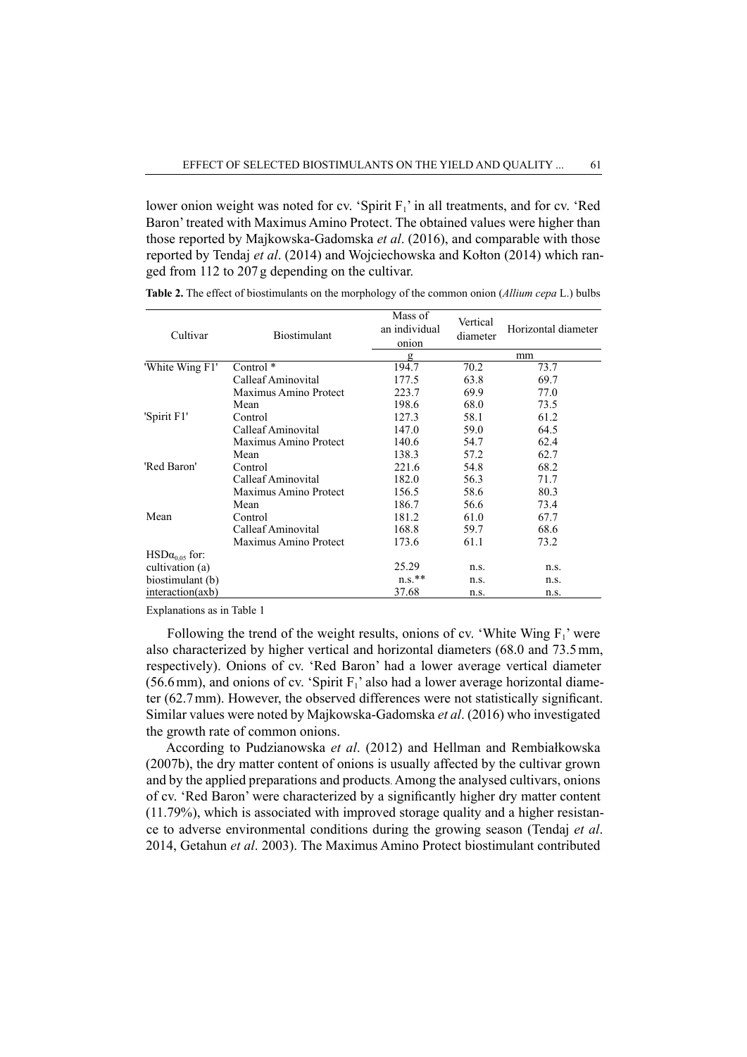lower onion weight was noted for cv. 'Spirit $F_1$' in all treatments, and for cv. 'Red Baron' treated with Maximus Amino Protect. The obtained values were higher than those reported by Majkowska-Gadomska *et al*. (2016), and comparable with those reported by Tendaj *et al*. (2014) and Wojciechowska and Kołton (2014) which ranged from 112 to 207 g depending on the cultivar.

**Table 2.** The effect of biostimulants on the morphology of the common onion (*Allium cepa* L.) bulbs

| Cultivar | Biostimulant | Mass of an individual onion | Vertical diameter | Horizontal diameter |
|---|---|---|---|---|
| | | g | mm | |
| 'White Wing F1' | Control * | 194.7 | 70.2 | 73.7 |
| | Calleaf Aminovital | 177.5 | 63.8 | 69.7 |
| | Maximus Amino Protect | 223.7 | 69.9 | 77.0 |
| | Mean | 198.6 | 68.0 | 73.5 |
| 'Spirit F1' | Control | 127.3 | 58.1 | 61.2 |
| | Calleaf Aminovital | 147.0 | 59.0 | 64.5 |
| | Maximus Amino Protect | 140.6 | 54.7 | 62.4 |
| | Mean | 138.3 | 57.2 | 62.7 |
| 'Red Baron' | Control | 221.6 | 54.8 | 68.2 |
| | Calleaf Aminovital | 182.0 | 56.3 | 71.7 |
| | Maximus Amino Protect | 156.5 | 58.6 | 80.3 |
| | Mean | 186.7 | 56.6 | 73.4 |
| Mean | Control | 181.2 | 61.0 | 67.7 |
| | Calleaf Aminovital | 168.8 | 59.7 | 68.6 |
| | Maximus Amino Protect | 173.6 | 61.1 | 73.2 |
| $HSD\alpha_{0,05}$ for: | | | | |
| cultivation (a) | | 25.29 | n.s. | n.s. |
| biostimulant (b) | | n.s.** | n.s. | n.s. |
| interaction(axb) | | 37.68 | n.s. | n.s. |

Explanations as in Table 1

Following the trend of the weight results, onions of cv. 'White Wing $F_1$' were also characterized by higher vertical and horizontal diameters (68.0 and 73.5 mm, respectively). Onions of cv. 'Red Baron' had a lower average vertical diameter (56.6 mm), and onions of cv. 'Spirit $F_1$' also had a lower average horizontal diameter (62.7 mm). However, the observed differences were not statistically significant. Similar values were noted by Majkowska-Gadomska *et al*. (2016) who investigated the growth rate of common onions.

According to Pudzianowska *et al*. (2012) and Hellman and Rembiałkowska (2007b), the dry matter content of onions is usually affected by the cultivar grown and by the applied preparations and products. Among the analysed cultivars, onions of cv. 'Red Baron' were characterized by a significantly higher dry matter content (11.79%), which is associated with improved storage quality and a higher resistance to adverse environmental conditions during the growing season (Tendaj *et al*. 2014, Getahun *et al*. 2003). The Maximus Amino Protect biostimulant contributed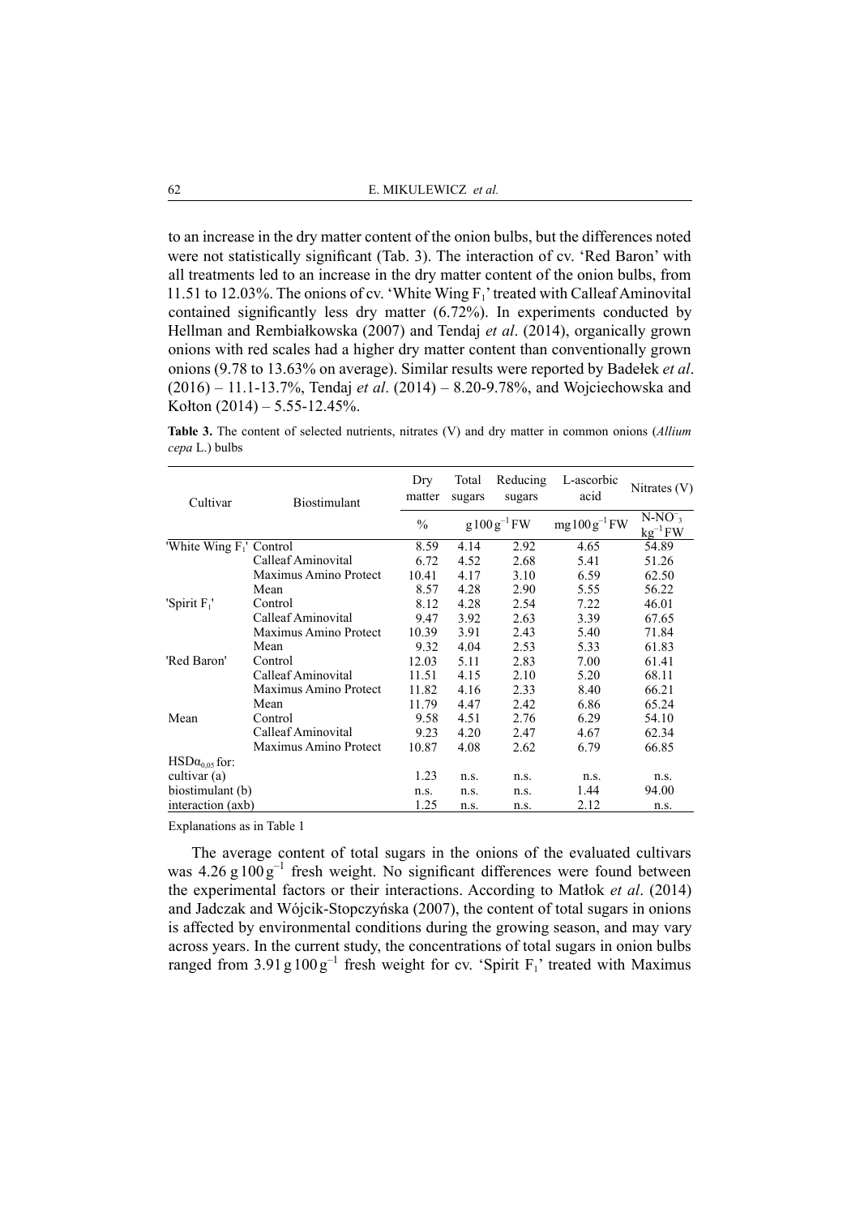to an increase in the dry matter content of the onion bulbs, but the differences noted were not statistically significant (Tab. 3). The interaction of cv. 'Red Baron' with all treatments led to an increase in the dry matter content of the onion bulbs, from 11.51 to 12.03%. The onions of cv. 'White Wing $F_1$' treated with Calleaf Aminovital contained significantly less dry matter (6.72%). In experiments conducted by Hellman and Rembiałkowska (2007) and Tendaj *et al*. (2014), organically grown onions with red scales had a higher dry matter content than conventionally grown onions (9.78 to 13.63% on average). Similar results were reported by Badełek *et al*. (2016) – 11.1-13.7%, Tendaj *et al*. (2014) – 8.20-9.78%, and Wojciechowska and Kołton (2014) – 5.55-12.45%.

**Table 3.** The content of selected nutrients, nitrates (V) and dry matter in common onions (*Allium cepa* L.) bulbs

| Cultivar | Biostimulant | Dry matter | Total sugars | Reducing sugars | L-ascorbic acid | Nitrates (V) |
|---|---|---|---|---|---|---|
| | | % | $g\,100\,g^{-1}$ FW | | $mg\,100\,g^{-1}$ FW | $N\text{-}NO_3^-$ $kg^{-1}$ FW |
| 'White Wing $F_1$' | Control | 8.59 | 4.14 | 2.92 | 4.65 | 54.89 |
| | Calleaf Aminovital | 6.72 | 4.52 | 2.68 | 5.41 | 51.26 |
| | Maximus Amino Protect | 10.41 | 4.17 | 3.10 | 6.59 | 62.50 |
| | Mean | 8.57 | 4.28 | 2.90 | 5.55 | 56.22 |
| 'Spirit $F_1$' | Control | 8.12 | 4.28 | 2.54 | 7.22 | 46.01 |
| | Calleaf Aminovital | 9.47 | 3.92 | 2.63 | 3.39 | 67.65 |
| | Maximus Amino Protect | 10.39 | 3.91 | 2.43 | 5.40 | 71.84 |
| | Mean | 9.32 | 4.04 | 2.53 | 5.33 | 61.83 |
| 'Red Baron' | Control | 12.03 | 5.11 | 2.83 | 7.00 | 61.41 |
| | Calleaf Aminovital | 11.51 | 4.15 | 2.10 | 5.20 | 68.11 |
| | Maximus Amino Protect | 11.82 | 4.16 | 2.33 | 8.40 | 66.21 |
| | Mean | 11.79 | 4.47 | 2.42 | 6.86 | 65.24 |
| Mean | Control | 9.58 | 4.51 | 2.76 | 6.29 | 54.10 |
| | Calleaf Aminovital | 9.23 | 4.20 | 2.47 | 4.67 | 62.34 |
| | Maximus Amino Protect | 10.87 | 4.08 | 2.62 | 6.79 | 66.85 |
| $HSD\alpha_{0,05}$ for: | | | | | | |
| cultivar (a) | | 1.23 | n.s. | n.s. | n.s. | n.s. |
| biostimulant (b) | | n.s. | n.s. | n.s. | 1.44 | 94.00 |
| interaction (axb) | | 1.25 | n.s. | n.s. | 2.12 | n.s. |

Explanations as in Table 1

The average content of total sugars in the onions of the evaluated cultivars was 4.26 $g\,100\,g^{-1}$ fresh weight. No significant differences were found between the experimental factors or their interactions. According to Matłok *et al*. (2014) and Jadczak and Wójcik-Stopczyńska (2007), the content of total sugars in onions is affected by environmental conditions during the growing season, and may vary across years. In the current study, the concentrations of total sugars in onion bulbs ranged from 3.91 $g\,100\,g^{-1}$ fresh weight for cv. 'Spirit $F_1$' treated with Maximus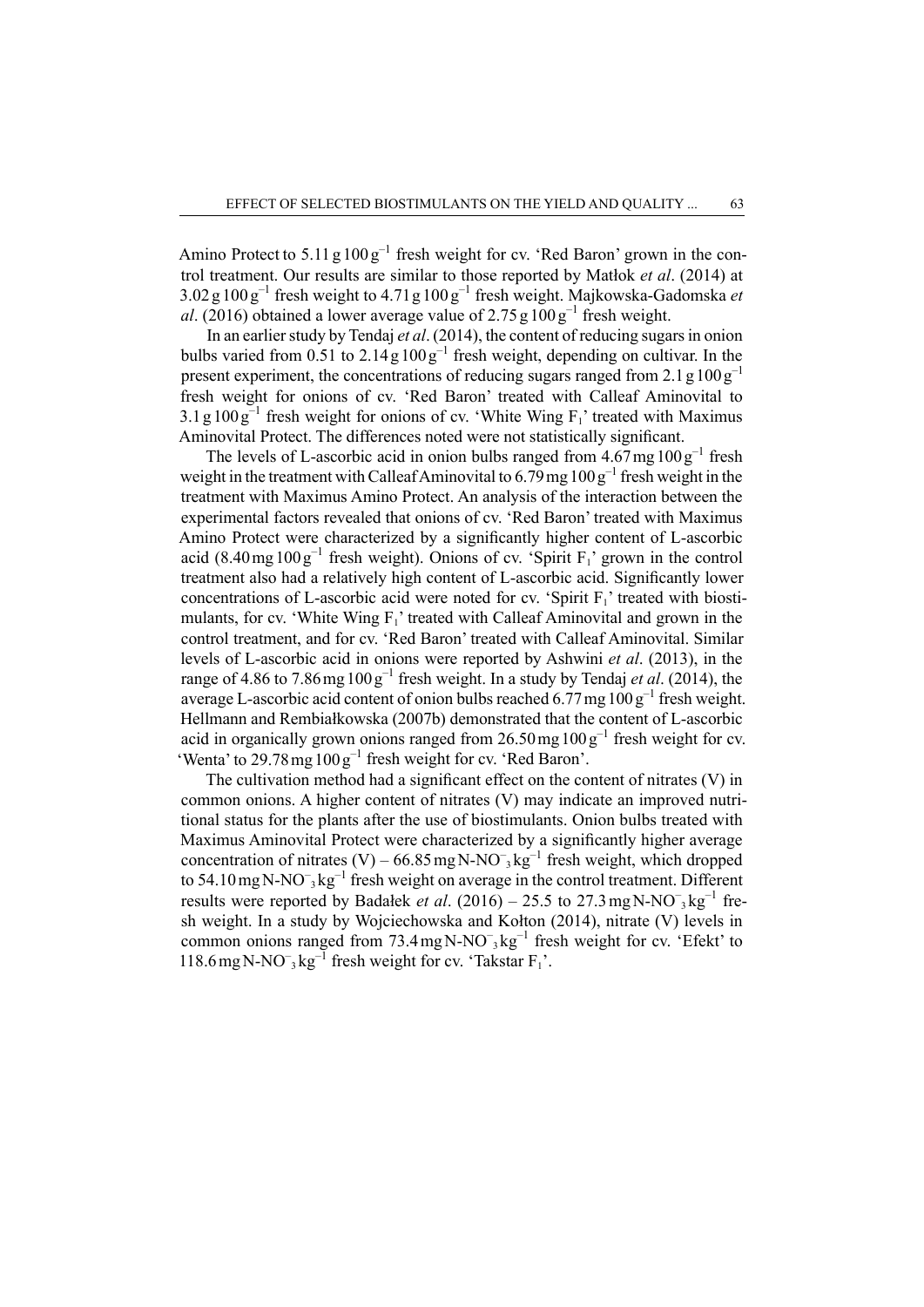Amino Protect to 5.11 g 100 $g^{-1}$ fresh weight for cv. 'Red Baron' grown in the control treatment. Our results are similar to those reported by Matłok *et al*. (2014) at 3.02 g 100 $g^{-1}$ fresh weight to 4.71 g 100 $g^{-1}$ fresh weight. Majkowska-Gadomska *et al*. (2016) obtained a lower average value of 2.75 g 100 $g^{-1}$ fresh weight.

In an earlier study by Tendaj *et al*. (2014), the content of reducing sugars in onion bulbs varied from 0.51 to 2.14 g 100 $g^{-1}$ fresh weight, depending on cultivar. In the present experiment, the concentrations of reducing sugars ranged from 2.1 g 100 $g^{-1}$ fresh weight for onions of cv. 'Red Baron' treated with Calleaf Aminovital to 3.1 g 100 $g^{-1}$ fresh weight for onions of cv. 'White Wing $F_1$' treated with Maximus Aminovital Protect. The differences noted were not statistically significant.

The levels of L-ascorbic acid in onion bulbs ranged from 4.67 mg 100 $g^{-1}$ fresh weight in the treatment with Calleaf Aminovital to 6.79 mg 100 $g^{-1}$ fresh weight in the treatment with Maximus Amino Protect. An analysis of the interaction between the experimental factors revealed that onions of cv. 'Red Baron' treated with Maximus Amino Protect were characterized by a significantly higher content of L-ascorbic acid (8.40 mg 100 $g^{-1}$ fresh weight). Onions of cv. 'Spirit $F_1$' grown in the control treatment also had a relatively high content of L-ascorbic acid. Significantly lower concentrations of L-ascorbic acid were noted for cv. 'Spirit $F_1$' treated with biostimulants, for cv. 'White Wing $F_1$' treated with Calleaf Aminovital and grown in the control treatment, and for cv. 'Red Baron' treated with Calleaf Aminovital. Similar levels of L-ascorbic acid in onions were reported by Ashwini *et al*. (2013), in the range of 4.86 to 7.86 mg 100 $g^{-1}$ fresh weight. In a study by Tendaj *et al*. (2014), the average L-ascorbic acid content of onion bulbs reached 6.77 mg 100 $g^{-1}$ fresh weight. Hellmann and Rembiałkowska (2007b) demonstrated that the content of L-ascorbic acid in organically grown onions ranged from 26.50 mg 100 $g^{-1}$ fresh weight for cv. 'Wenta' to 29.78 mg 100 $g^{-1}$ fresh weight for cv. 'Red Baron'.

The cultivation method had a significant effect on the content of nitrates (V) in common onions. A higher content of nitrates (V) may indicate an improved nutritional status for the plants after the use of biostimulants. Onion bulbs treated with Maximus Aminovital Protect were characterized by a significantly higher average concentration of nitrates (V) – 66.85 mg N-$NO_3^-$ $kg^{-1}$ fresh weight, which dropped to 54.10 mg N-$NO_3^-$ $kg^{-1}$ fresh weight on average in the control treatment. Different results were reported by Badałek *et al*. (2016) – 25.5 to 27.3 mg N-$NO_3^-$ $kg^{-1}$ fresh weight. In a study by Wojciechowska and Kołton (2014), nitrate (V) levels in common onions ranged from 73.4 mg N-$NO_3^-$ $kg^{-1}$ fresh weight for cv. 'Efekt' to 118.6 mg N-$NO_3^-$ $kg^{-1}$ fresh weight for cv. 'Takstar $F_1$'.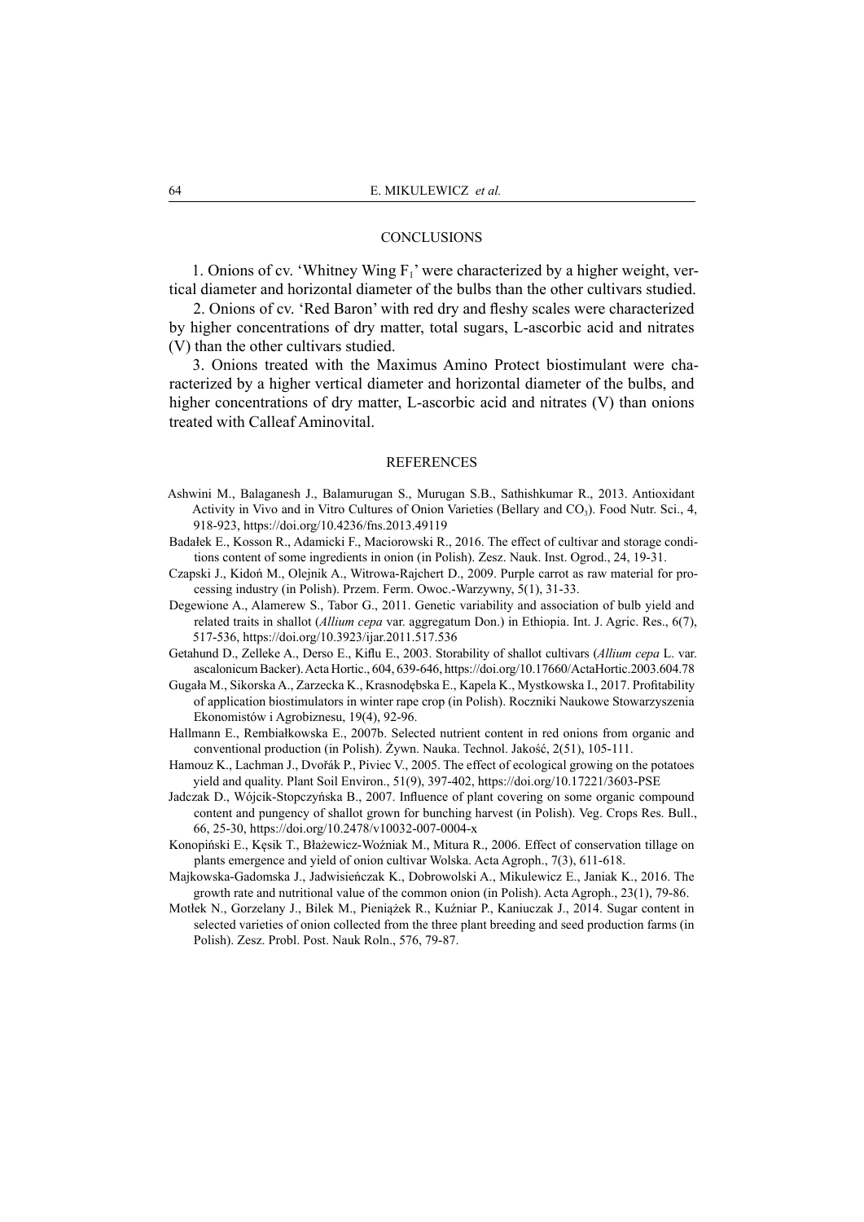## CONCLUSIONS

1. Onions of cv. 'Whitney Wing $F_1$' were characterized by a higher weight, vertical diameter and horizontal diameter of the bulbs than the other cultivars studied.

2. Onions of cv. 'Red Baron' with red dry and fleshy scales were characterized by higher concentrations of dry matter, total sugars, L-ascorbic acid and nitrates (V) than the other cultivars studied.

3. Onions treated with the Maximus Amino Protect biostimulant were characterized by a higher vertical diameter and horizontal diameter of the bulbs, and higher concentrations of dry matter, L-ascorbic acid and nitrates (V) than onions treated with Calleaf Aminovital.

## REFERENCES

Ashwini M., Balaganesh J., Balamurugan S., Murugan S.B., Sathishkumar R., 2013. Antioxidant Activity in Vivo and in Vitro Cultures of Onion Varieties (Bellary and $CO_3$). Food Nutr. Sci., 4, 918-923, https://doi.org/10.4236/fns.2013.49119

Badałek E., Kosson R., Adamicki F., Maciorowski R., 2016. The effect of cultivar and storage conditions content of some ingredients in onion (in Polish). Zesz. Nauk. Inst. Ogrod., 24, 19-31.

Czapski J., Kidoń M., Olejnik A., Witrowa-Rajchert D., 2009. Purple carrot as raw material for processing industry (in Polish). Przem. Ferm. Owoc.-Warzywny, 5(1), 31-33.

Degewione A., Alamerew S., Tabor G., 2011. Genetic variability and association of bulb yield and related traits in shallot (*Allium cepa* var. aggregatum Don.) in Ethiopia. Int. J. Agric. Res., 6(7), 517-536, https://doi.org/10.3923/ijar.2011.517.536

Getahund D., Zelleke A., Derso E., Kiflu E., 2003. Storability of shallot cultivars (*Allium cepa* L. var. ascalonicum Backer). Acta Hortic., 604, 639-646, https://doi.org/10.17660/ActaHortic.2003.604.78

Gugała M., Sikorska A., Zarzecka K., Krasnodębska E., Kapela K., Mystkowska I., 2017. Profitability of application biostimulators in winter rape crop (in Polish). Roczniki Naukowe Stowarzyszenia Ekonomistów i Agrobiznesu, 19(4), 92-96.

Hallmann E., Rembiałkowska E., 2007b. Selected nutrient content in red onions from organic and conventional production (in Polish). Żywn. Nauka. Technol. Jakość, 2(51), 105-111.

Hamouz K., Lachman J., Dvořák P., Piviec V., 2005. The effect of ecological growing on the potatoes yield and quality. Plant Soil Environ., 51(9), 397-402, https://doi.org/10.17221/3603-PSE

Jadczak D., Wójcik-Stopczyńska B., 2007. Influence of plant covering on some organic compound content and pungency of shallot grown for bunching harvest (in Polish). Veg. Crops Res. Bull., 66, 25-30, https://doi.org/10.2478/v10032-007-0004-x

Konopiński E., Kęsik T., Błażewicz-Woźniak M., Mitura R., 2006. Effect of conservation tillage on plants emergence and yield of onion cultivar Wolska. Acta Agroph., 7(3), 611-618.

Majkowska-Gadomska J., Jadwisieńczak K., Dobrowolski A., Mikulewicz E., Janiak K., 2016. The growth rate and nutritional value of the common onion (in Polish). Acta Agroph., 23(1), 79-86.

Motłek N., Gorzelany J., Bilek M., Pieniążek R., Kuźniar P., Kaniuczak J., 2014. Sugar content in selected varieties of onion collected from the three plant breeding and seed production farms (in Polish). Zesz. Probl. Post. Nauk Roln., 576, 79-87.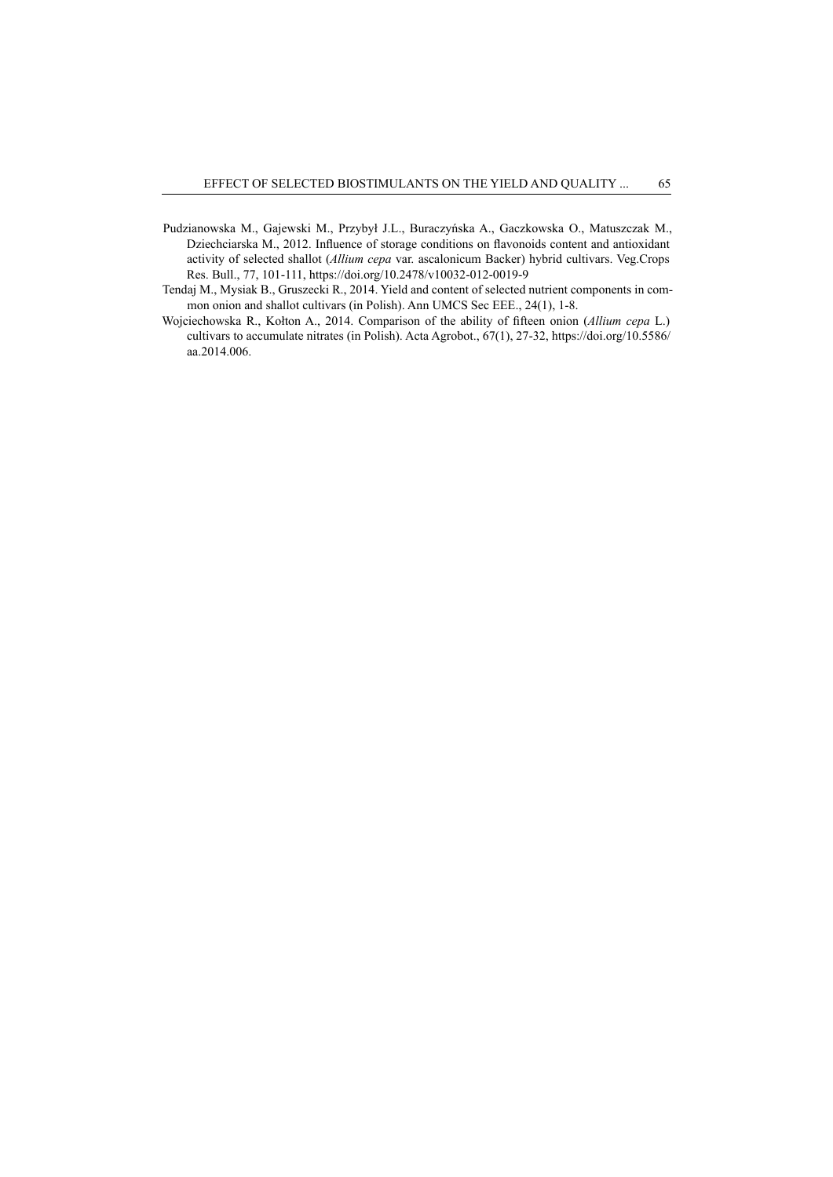Pudzianowska M., Gajewski M., Przybył J.L., Buraczyńska A., Gaczkowska O., Matuszczak M., Dziechciarska M., 2012. Influence of storage conditions on flavonoids content and antioxidant activity of selected shallot (*Allium cepa* var. ascalonicum Backer) hybrid cultivars. Veg.Crops Res. Bull., 77, 101-111, https://doi.org/10.2478/v10032-012-0019-9

Tendaj M., Mysiak B., Gruszecki R., 2014. Yield and content of selected nutrient components in common onion and shallot cultivars (in Polish). Ann UMCS Sec EEE., 24(1), 1-8.

Wojciechowska R., Kołton A., 2014. Comparison of the ability of fifteen onion (*Allium cepa* L.) cultivars to accumulate nitrates (in Polish). Acta Agrobot., 67(1), 27-32, https://doi.org/10.5586/aa.2014.006.